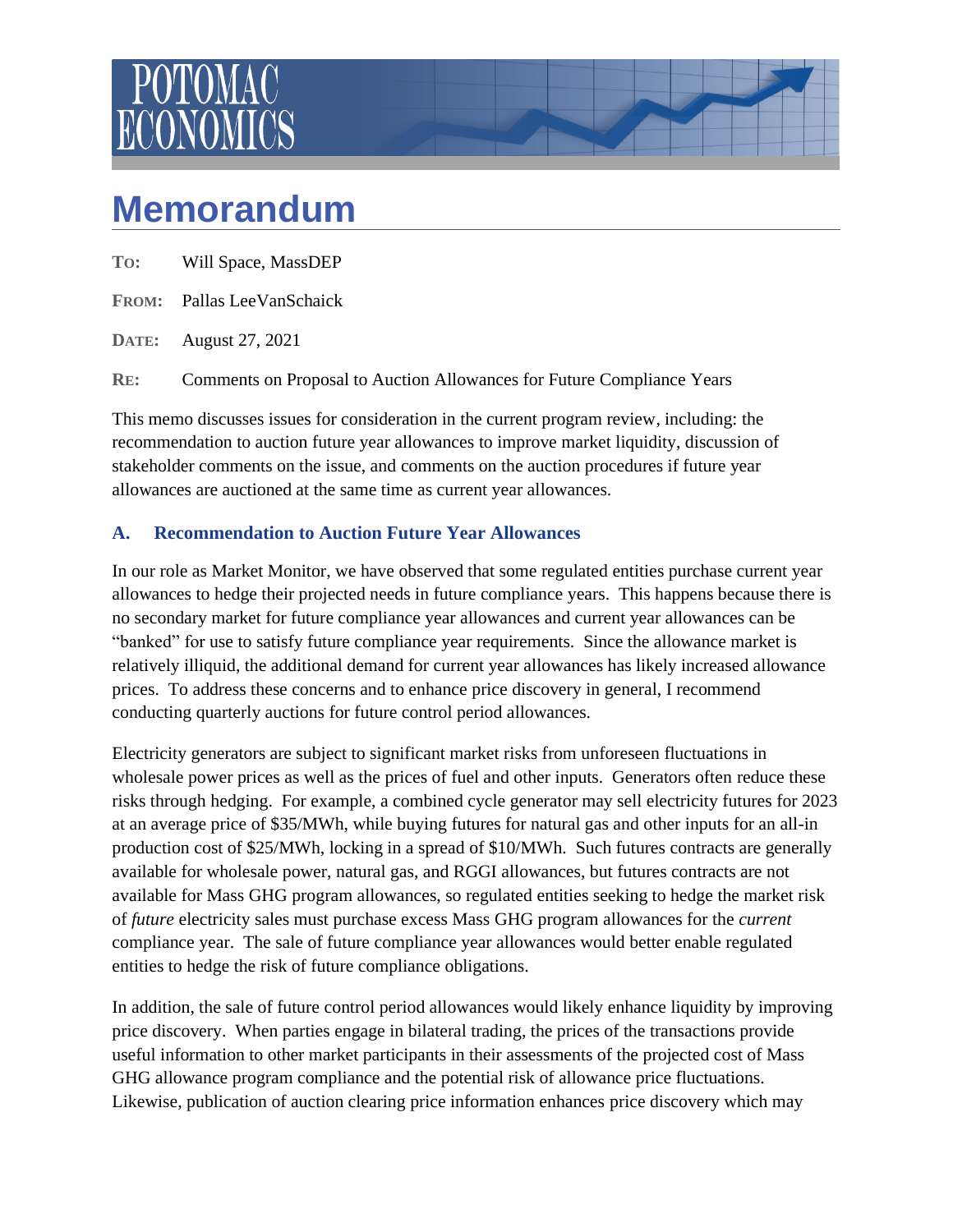# Memorandum

**To:** Will Space, MassDEP

**From:** Pallas LeeVanSchaick

**Date:** August 27, 2021

**Re:** Comments on Proposal to Auction Allowances for Future Compliance Years

This memo discusses issues for consideration in the current program review, including: the recommendation to auction future year allowances to improve market liquidity, discussion of stakeholder comments on the issue, and comments on the auction procedures if future year allowances are auctioned at the same time as current year allowances.

## A. Recommendation to Auction Future Year Allowances

In our role as Market Monitor, we have observed that some regulated entities purchase current year allowances to hedge their projected needs in future compliance years. This happens because there is no secondary market for future compliance year allowances and current year allowances can be "banked" for use to satisfy future compliance year requirements. Since the allowance market is relatively illiquid, the additional demand for current year allowances has likely increased allowance prices. To address these concerns and to enhance price discovery in general, I recommend conducting quarterly auctions for future control period allowances.

Electricity generators are subject to significant market risks from unforeseen fluctuations in wholesale power prices as well as the prices of fuel and other inputs. Generators often reduce these risks through hedging. For example, a combined cycle generator may sell electricity futures for 2023 at an average price of $35/MWh, while buying futures for natural gas and other inputs for an all-in production cost of $25/MWh, locking in a spread of $10/MWh. Such futures contracts are generally available for wholesale power, natural gas, and RGGI allowances, but futures contracts are not available for Mass GHG program allowances, so regulated entities seeking to hedge the market risk of *future* electricity sales must purchase excess Mass GHG program allowances for the *current* compliance year. The sale of future compliance year allowances would better enable regulated entities to hedge the risk of future compliance obligations.

In addition, the sale of future control period allowances would likely enhance liquidity by improving price discovery. When parties engage in bilateral trading, the prices of the transactions provide useful information to other market participants in their assessments of the projected cost of Mass GHG allowance program compliance and the potential risk of allowance price fluctuations. Likewise, publication of auction clearing price information enhances price discovery which may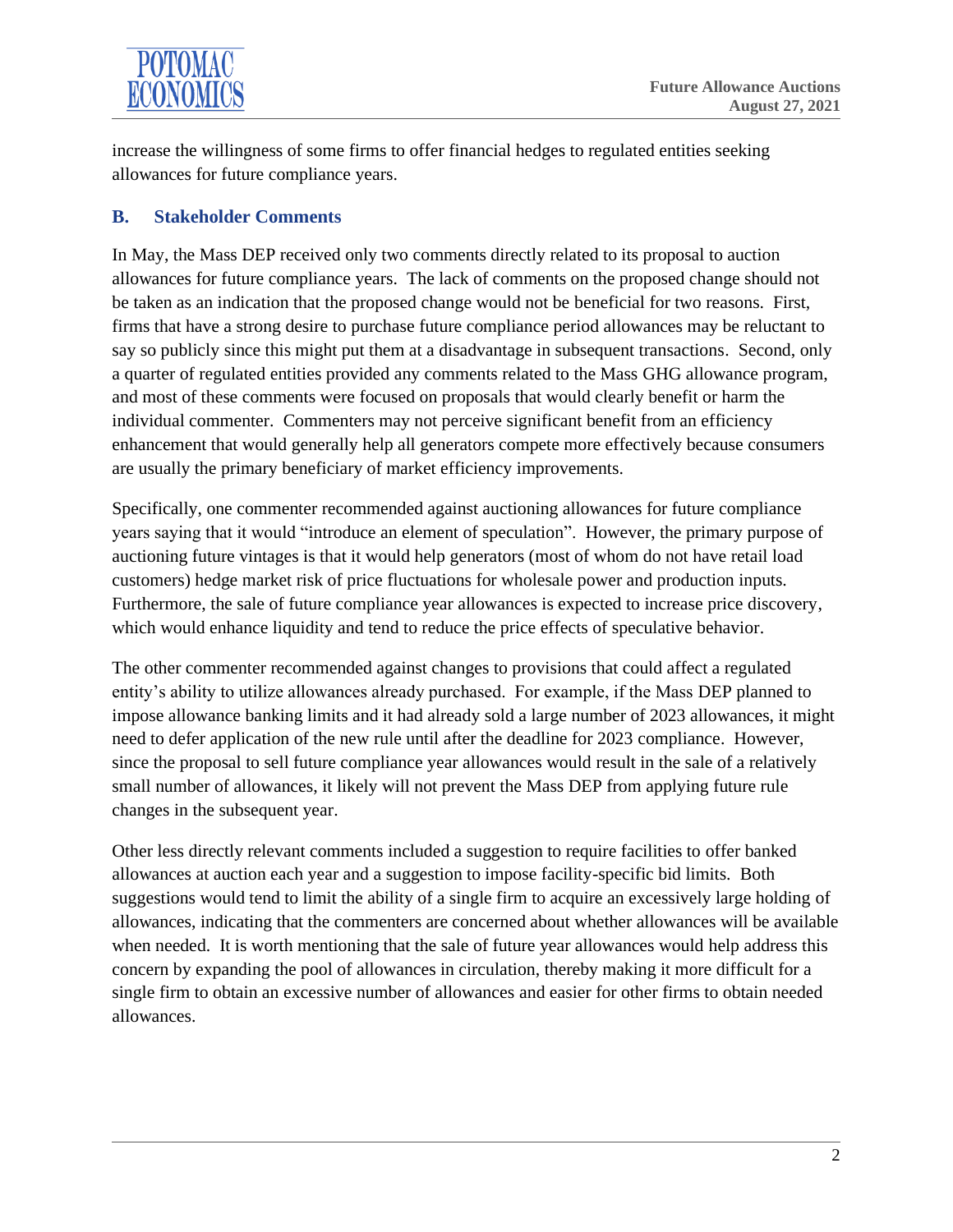increase the willingness of some firms to offer financial hedges to regulated entities seeking allowances for future compliance years.

## B. Stakeholder Comments

In May, the Mass DEP received only two comments directly related to its proposal to auction allowances for future compliance years. The lack of comments on the proposed change should not be taken as an indication that the proposed change would not be beneficial for two reasons. First, firms that have a strong desire to purchase future compliance period allowances may be reluctant to say so publicly since this might put them at a disadvantage in subsequent transactions. Second, only a quarter of regulated entities provided any comments related to the Mass GHG allowance program, and most of these comments were focused on proposals that would clearly benefit or harm the individual commenter. Commenters may not perceive significant benefit from an efficiency enhancement that would generally help all generators compete more effectively because consumers are usually the primary beneficiary of market efficiency improvements.

Specifically, one commenter recommended against auctioning allowances for future compliance years saying that it would "introduce an element of speculation". However, the primary purpose of auctioning future vintages is that it would help generators (most of whom do not have retail load customers) hedge market risk of price fluctuations for wholesale power and production inputs. Furthermore, the sale of future compliance year allowances is expected to increase price discovery, which would enhance liquidity and tend to reduce the price effects of speculative behavior.

The other commenter recommended against changes to provisions that could affect a regulated entity's ability to utilize allowances already purchased. For example, if the Mass DEP planned to impose allowance banking limits and it had already sold a large number of 2023 allowances, it might need to defer application of the new rule until after the deadline for 2023 compliance. However, since the proposal to sell future compliance year allowances would result in the sale of a relatively small number of allowances, it likely will not prevent the Mass DEP from applying future rule changes in the subsequent year.

Other less directly relevant comments included a suggestion to require facilities to offer banked allowances at auction each year and a suggestion to impose facility-specific bid limits. Both suggestions would tend to limit the ability of a single firm to acquire an excessively large holding of allowances, indicating that the commenters are concerned about whether allowances will be available when needed. It is worth mentioning that the sale of future year allowances would help address this concern by expanding the pool of allowances in circulation, thereby making it more difficult for a single firm to obtain an excessive number of allowances and easier for other firms to obtain needed allowances.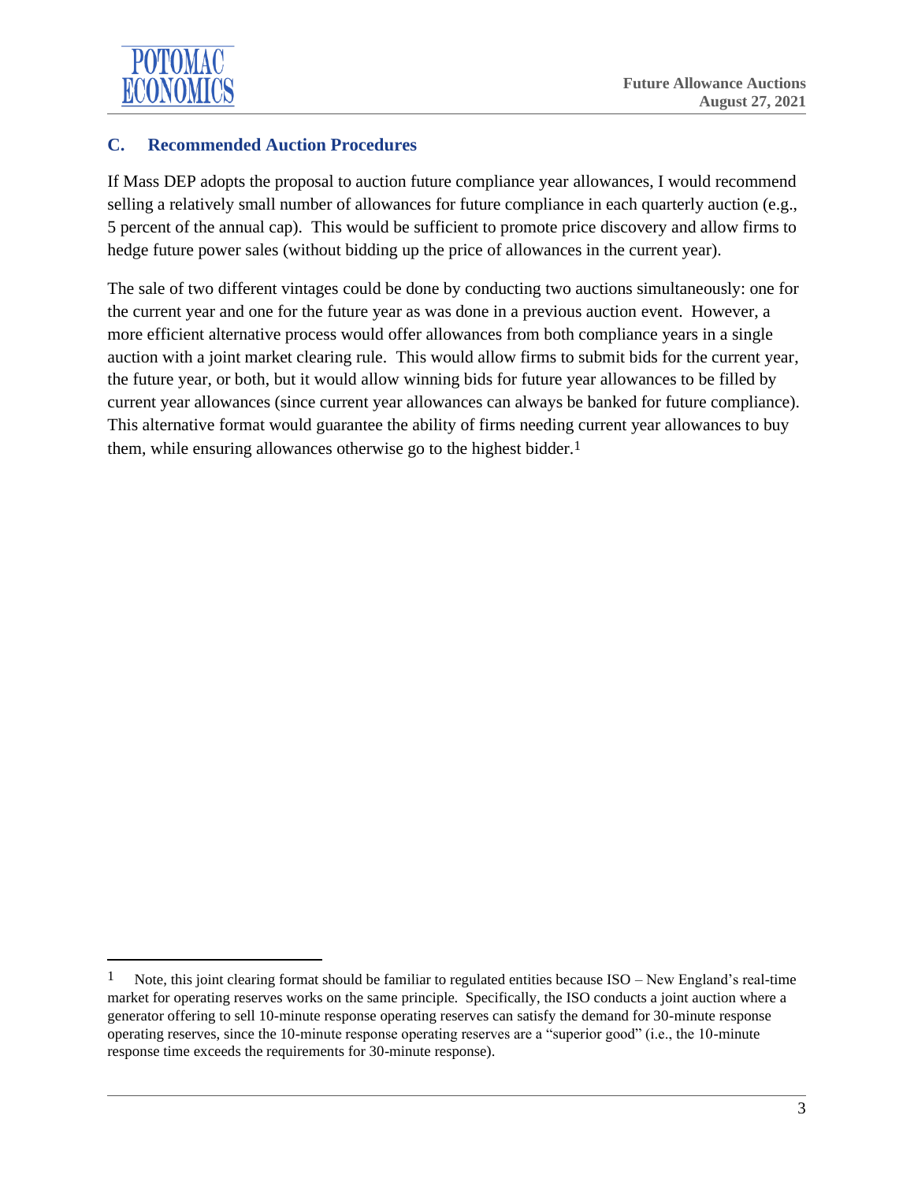## C. Recommended Auction Procedures

If Mass DEP adopts the proposal to auction future compliance year allowances, I would recommend selling a relatively small number of allowances for future compliance in each quarterly auction (e.g., 5 percent of the annual cap). This would be sufficient to promote price discovery and allow firms to hedge future power sales (without bidding up the price of allowances in the current year).

The sale of two different vintages could be done by conducting two auctions simultaneously: one for the current year and one for the future year as was done in a previous auction event. However, a more efficient alternative process would offer allowances from both compliance years in a single auction with a joint market clearing rule. This would allow firms to submit bids for the current year, the future year, or both, but it would allow winning bids for future year allowances to be filled by current year allowances (since current year allowances can always be banked for future compliance). This alternative format would guarantee the ability of firms needing current year allowances to buy them, while ensuring allowances otherwise go to the highest bidder.[1]

[1] Note, this joint clearing format should be familiar to regulated entities because ISO – New England's real-time market for operating reserves works on the same principle. Specifically, the ISO conducts a joint auction where a generator offering to sell 10-minute response operating reserves can satisfy the demand for 30-minute response operating reserves, since the 10-minute response operating reserves are a "superior good" (i.e., the 10-minute response time exceeds the requirements for 30-minute response).